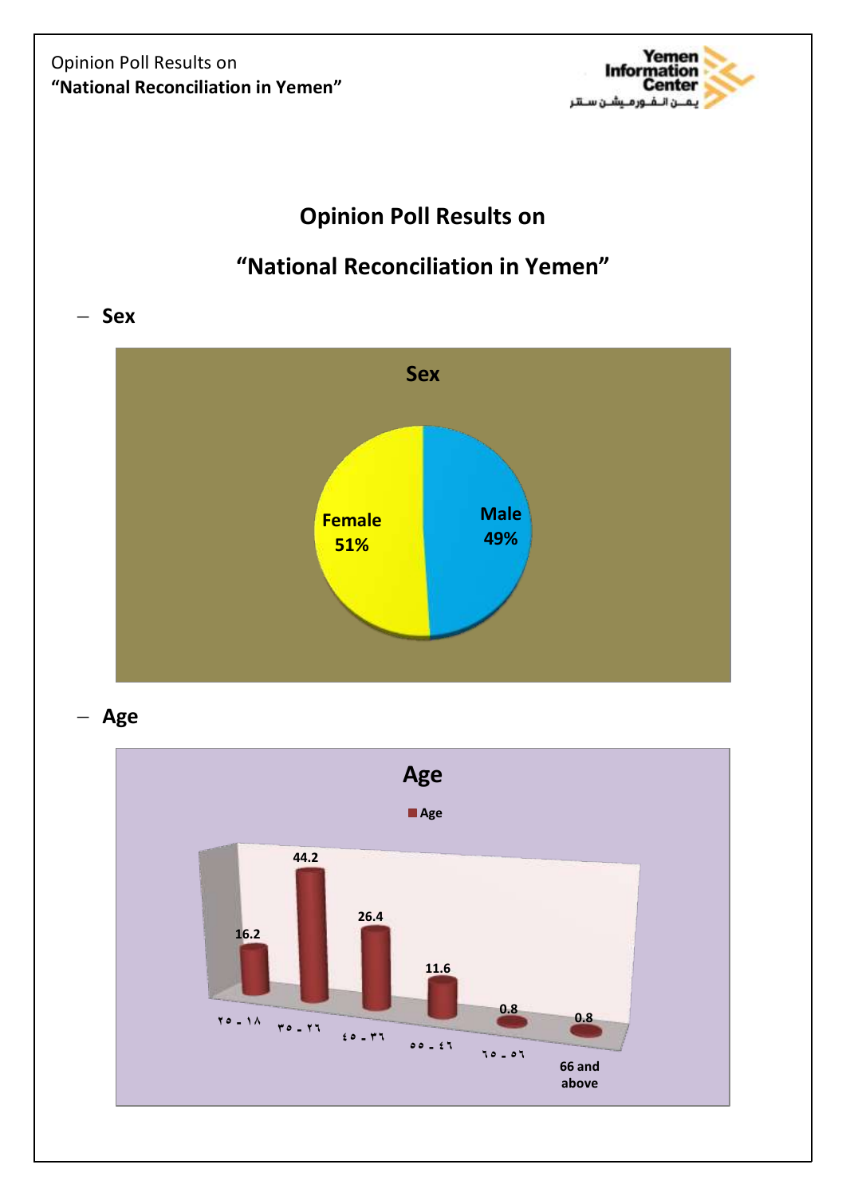# Opinion Poll Results on

# "National Reconciliation in Yemen"

- **Sex**

**Sex**

| Sex | % |
|---|---|
| Female | 51% |
| Male | 49% |

- **Age**

**Age**

| Age | Age |
|---|---|
| ١٨ - ٢٥ | 16.2 |
| ٢٦ - ٣٥ | 44.2 |
| ٣٦ - ٤٥ | 26.4 |
| ٤٦ - ٥٥ | 11.6 |
| ٥٦ - ٦٥ | 0.8 |
| 66 and above | 0.8 |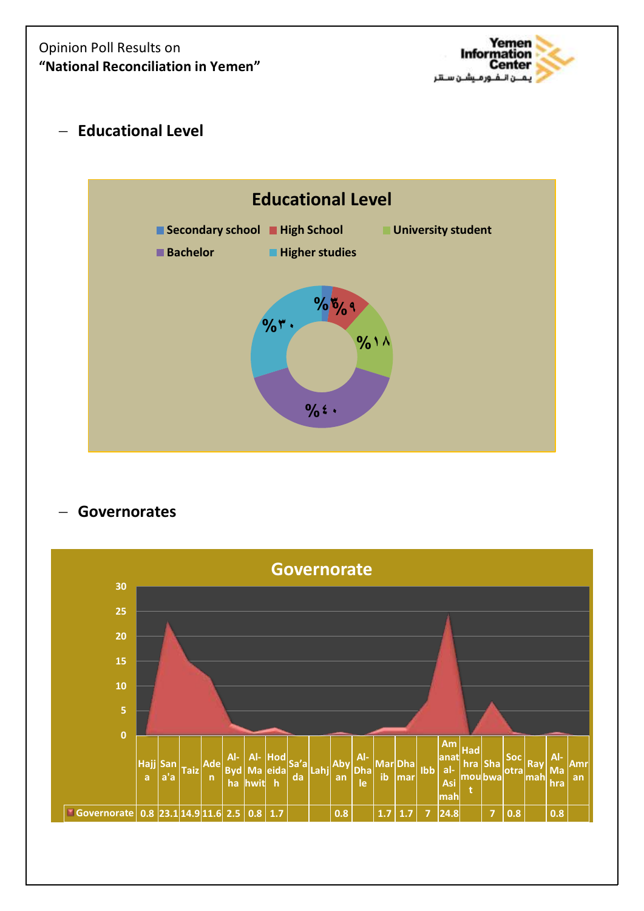## – Educational Level

**Educational Level**

- Secondary school
- High School
- University student
- Bachelor
- Higher studies

%٣ %٩ %١٨ %٤٠ %٣٠

## – Governorates

**Governorate**

| | Hajja | San'a'a | Taiz | Aden | Al-Bydha | Al-Mahwit | Hodeidah | Sa'ada | Lahj | Abyan | Al-Dhale | Marib | Dhamar | Ibb | Amanat al-Asimah | Hadhramout | Shabwa | Socotra | Raymah | Al-Mahra | Amran |
|---|---|---|---|---|---|---|---|---|---|---|---|---|---|---|---|---|---|---|---|---|---|
| Governorate | 0.8 | 23.1 | 14.9 | 11.6 | 2.5 | 0.8 | 1.7 | | | 0.8 | | 1.7 | 1.7 | 7 | 24.8 | | 7 | 0.8 | | 0.8 | |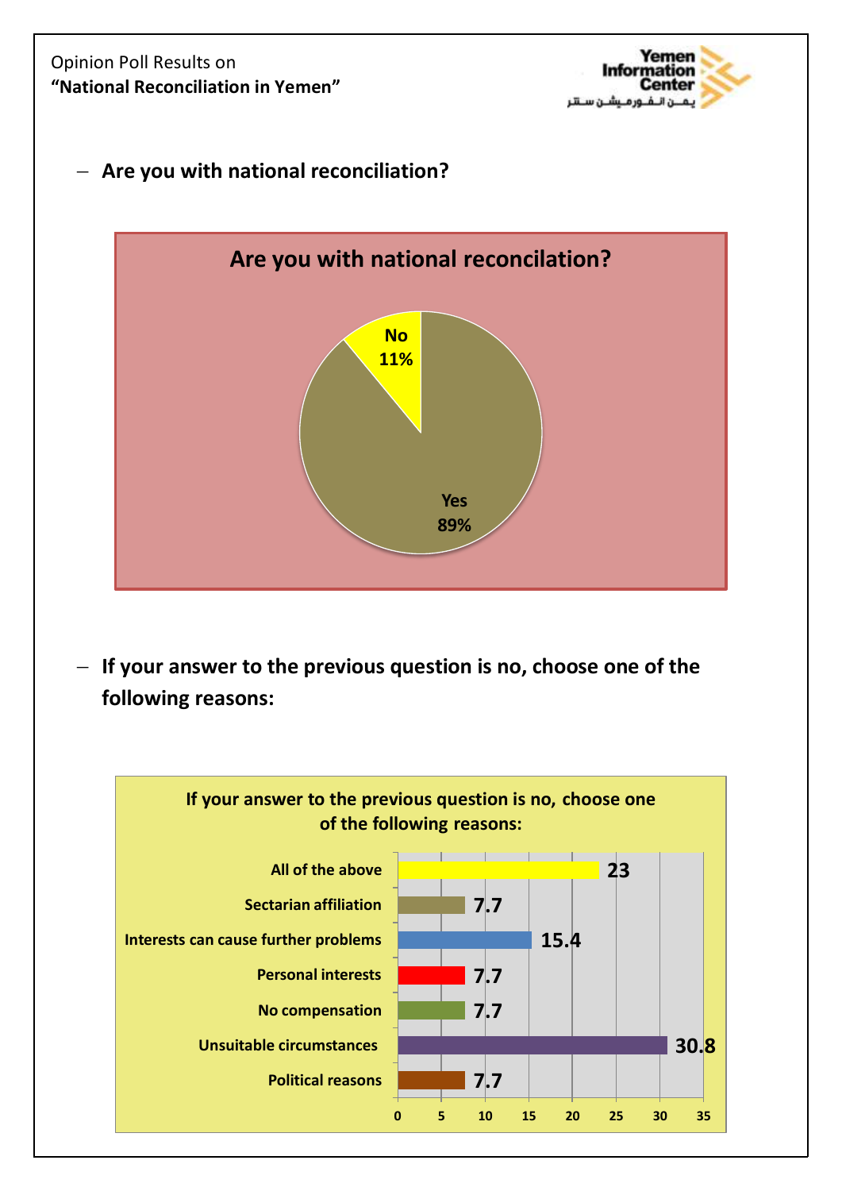Opinion Poll Results on
**“National Reconciliation in Yemen”**

- **Are you with national reconciliation?**

**Are you with national reconcilation?**

| Answer | Percentage |
|---|---|
| Yes | 89% |
| No | 11% |

- **If your answer to the previous question is no, choose one of the following reasons:**

**If your answer to the previous question is no, choose one of the following reasons:**

| Reason | Value |
|---|---|
| All of the above | 23 |
| Sectarian affiliation | 7.7 |
| Interests can cause further problems | 15.4 |
| Personal interests | 7.7 |
| No compensation | 7.7 |
| Unsuitable circumstances | 30.8 |
| Political reasons | 7.7 |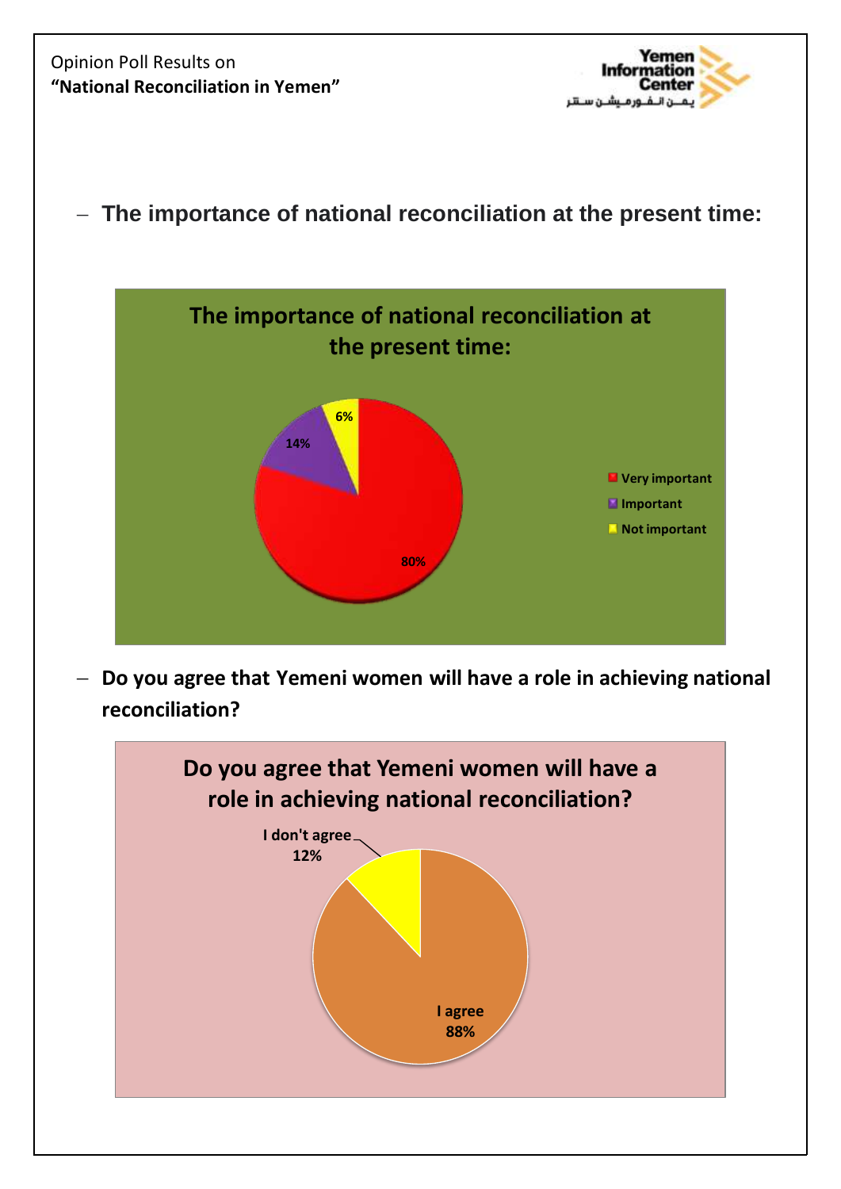Opinion Poll Results on
**"National Reconciliation in Yemen"**

- **The importance of national reconciliation at the present time:**

**The importance of national reconciliation at the present time:**

| Response | Percentage |
|---|---|
| Very important | 80% |
| Important | 14% |
| Not important | 6% |

- **Do you agree that Yemeni women will have a role in achieving national reconciliation?**

**Do you agree that Yemeni women will have a role in achieving national reconciliation?**

| Response | Percentage |
|---|---|
| I agree | 88% |
| I don't agree | 12% |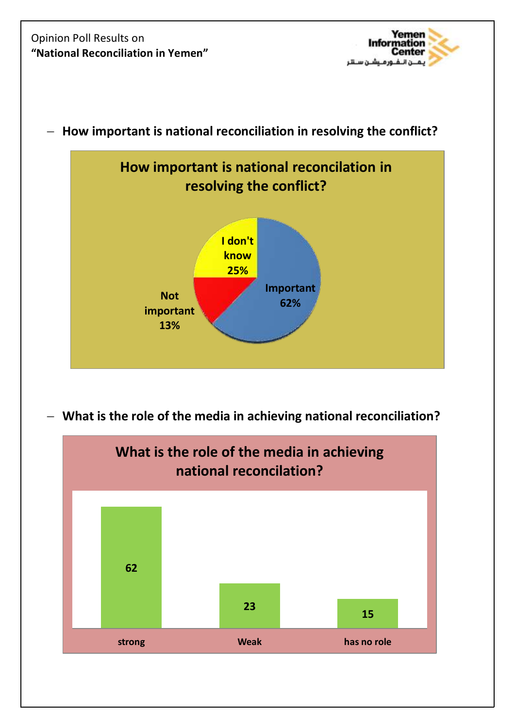Opinion Poll Results on
**"National Reconciliation in Yemen"**

- **How important is national reconciliation in resolving the conflict?**

**How important is national reconcilation in resolving the conflict?**

| Response | Percentage |
|---|---|
| Important | 62% |
| I don't know | 25% |
| Not important | 13% |

- **What is the role of the media in achieving national reconciliation?**

**What is the role of the media in achieving national reconcilation?**

| Response | Value |
|---|---|
| strong | 62 |
| Weak | 23 |
| has no role | 15 |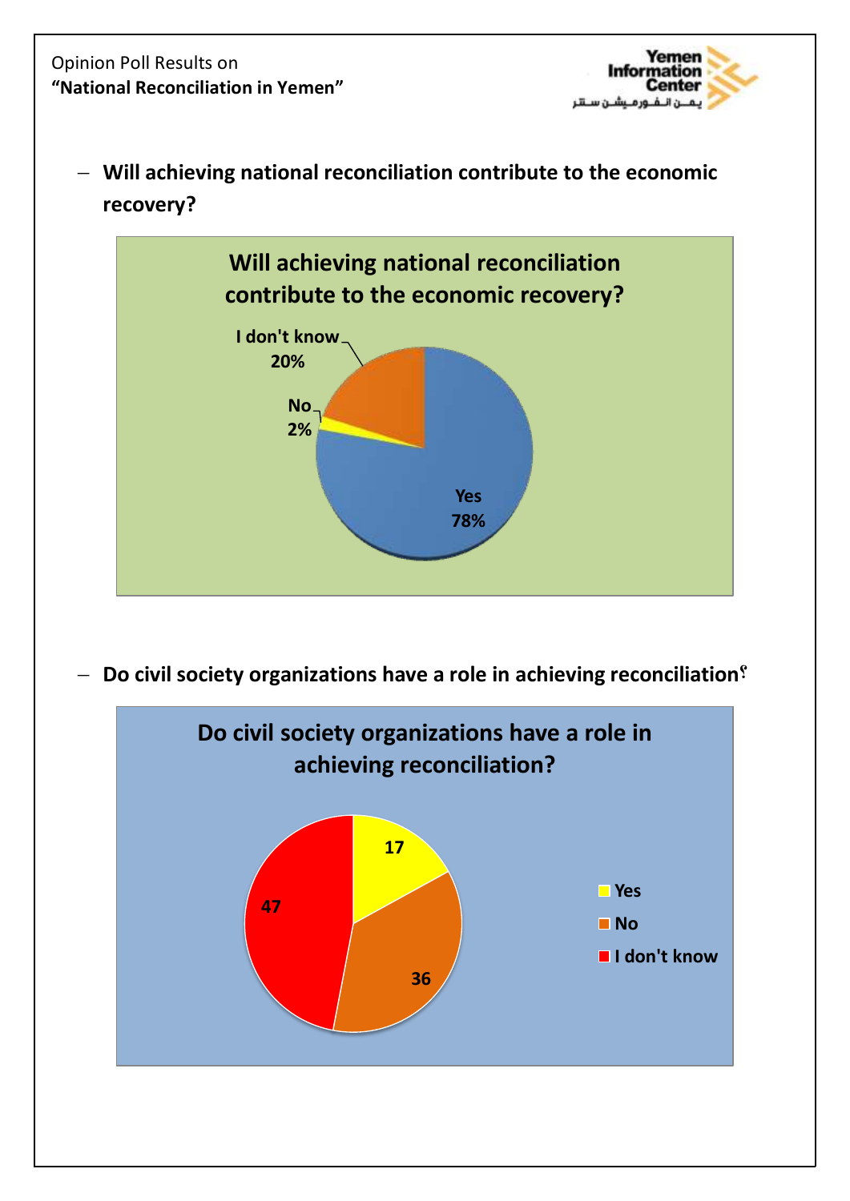Opinion Poll Results on
**"National Reconciliation in Yemen"**

- **Will achieving national reconciliation contribute to the economic recovery?**

Will achieving national reconciliation contribute to the economic recovery?

I don't know
20%

No
2%

Yes
78%

- **Do civil society organizations have a role in achieving reconciliation؟**

Do civil society organizations have a role in achieving reconciliation?

17

47

36

Yes

No

I don't know